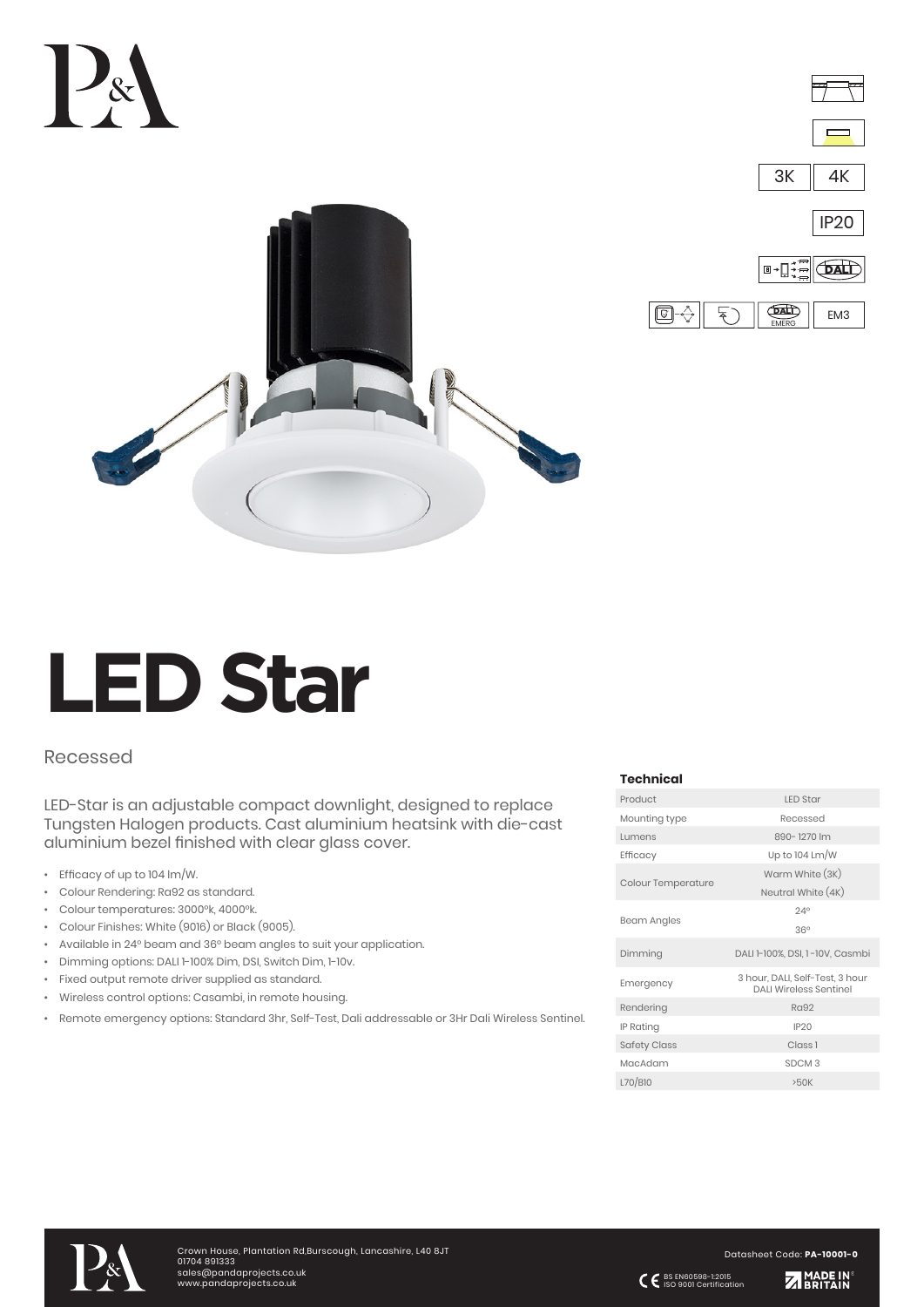P&A

3K | 4K

IP20

DALI

DALI EMERG | EM3

# LED Star

Recessed

LED-Star is an adjustable compact downlight, designed to replace Tungsten Halogen products. Cast aluminium heatsink with die-cast aluminium bezel finished with clear glass cover.

- Efficacy of up to 104 lm/W.
- Colour Rendering: Ra92 as standard.
- Colour temperatures: 3000ºk, 4000ºk.
- Colour Finishes: White (9016) or Black (9005).
- Available in 24º beam and 36º beam angles to suit your application.
- Dimming options: DALI 1-100% Dim, DSI, Switch Dim, 1-10v.
- Fixed output remote driver supplied as standard.
- Wireless control options: Casambi, in remote housing.
- Remote emergency options: Standard 3hr, Self-Test, Dali addressable or 3Hr Dali Wireless Sentinel.

**Technical**

| | |
|---|---|
| Product | LED Star |
| Mounting type | Recessed |
| Lumens | 890- 1270 lm |
| Efficacy | Up to 104 Lm/W |
| Colour Temperature | Warm White (3K)<br>Neutral White (4K) |
| Beam Angles | 24º<br>36º |
| Dimming | DALI 1-100%, DSI, 1-10V, Casmbi |
| Emergency | 3 hour, DALI, Self-Test, 3 hour DALI Wireless Sentinel |
| Rendering | Ra92 |
| IP Rating | IP20 |
| Safety Class | Class 1 |
| MacAdam | SDCM 3 |
| L70/B10 | >50K |

Crown House, Plantation Rd,Burscough, Lancashire, L40 8JT
01704 891333
sales@pandaprojects.co.uk
www.pandaprojects.co.uk

Datasheet Code: **PA-10001-0**

BS EN60598-1:2015
ISO 9001 Certification

MADE IN BRITAIN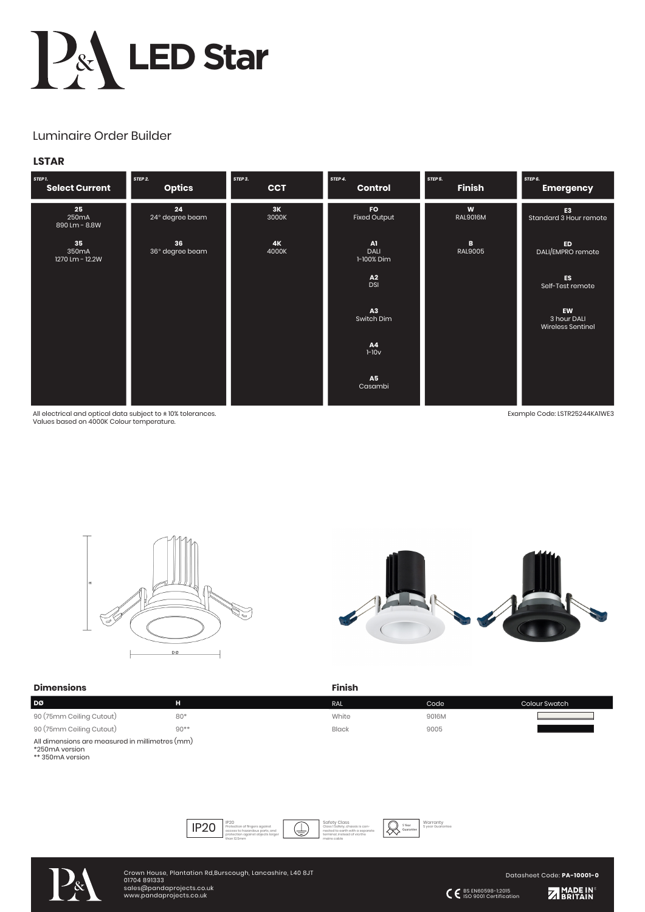# LED Star

## Luminaire Order Builder

### LSTAR

| STEP 1. Select Current | STEP 2. Optics | STEP 3. CCT | STEP 4. Control | STEP 5. Finish | STEP 6. Emergency |
|---|---|---|---|---|---|
| **25** 250mA 890 Lm - 8.8W | **24** 24° degree beam | **3K** 3000K | **FO** Fixed Output | **W** RAL9016M | **E3** Standard 3 Hour remote |
| **35** 350mA 1270 Lm - 12.2W | **36** 36° degree beam | **4K** 4000K | **A1** DALI 1-100% Dim | **B** RAL9005 | **ED** DALI/EMPRO remote |
| | | | **A2** DSI | | **ES** Self-Test remote |
| | | | **A3** Switch Dim | | **EW** 3 hour DALI Wireless Sentinel |
| | | | **A4** 1-10v | | |
| | | | **A5** Casambi | | |

All electrical and optical data subject to ± 10% tolerances.
Values based on 4000K Colour temperature.

Example Code: LSTR25244KA1WE3

H

DØ

### Dimensions

| DØ | H |
|---|---|
| 90 (75mm Ceiling Cutout) | 80* |
| 90 (75mm Ceiling Cutout) | 90** |

All dimensions are measured in millimetres (mm)
*250mA version
** 350mA version

### Finish

| RAL | Code | Colour Swatch |
|---|---|---|
| White | 9016M | |
| Black | 9005 | |

IP20 — IP20 Protection of fingers against access to hazardous parts, and protection against objects larger than 12.5mm

Safety Class — Class 1 Safety, chassis is connected to earth with a separate terminal instead of via the mains cable

5 Year Guarantee — Warranty 5 year Guarantee

Crown House, Plantation Rd,Burscough, Lancashire, L40 8JT
01704 891333
sales@pandaprojects.co.uk
www.pandaprojects.co.uk

Datasheet Code: **PA-10001-0**

CE BS EN60598-1:2015 ISO 9001 Certification

MADE IN BRITAIN